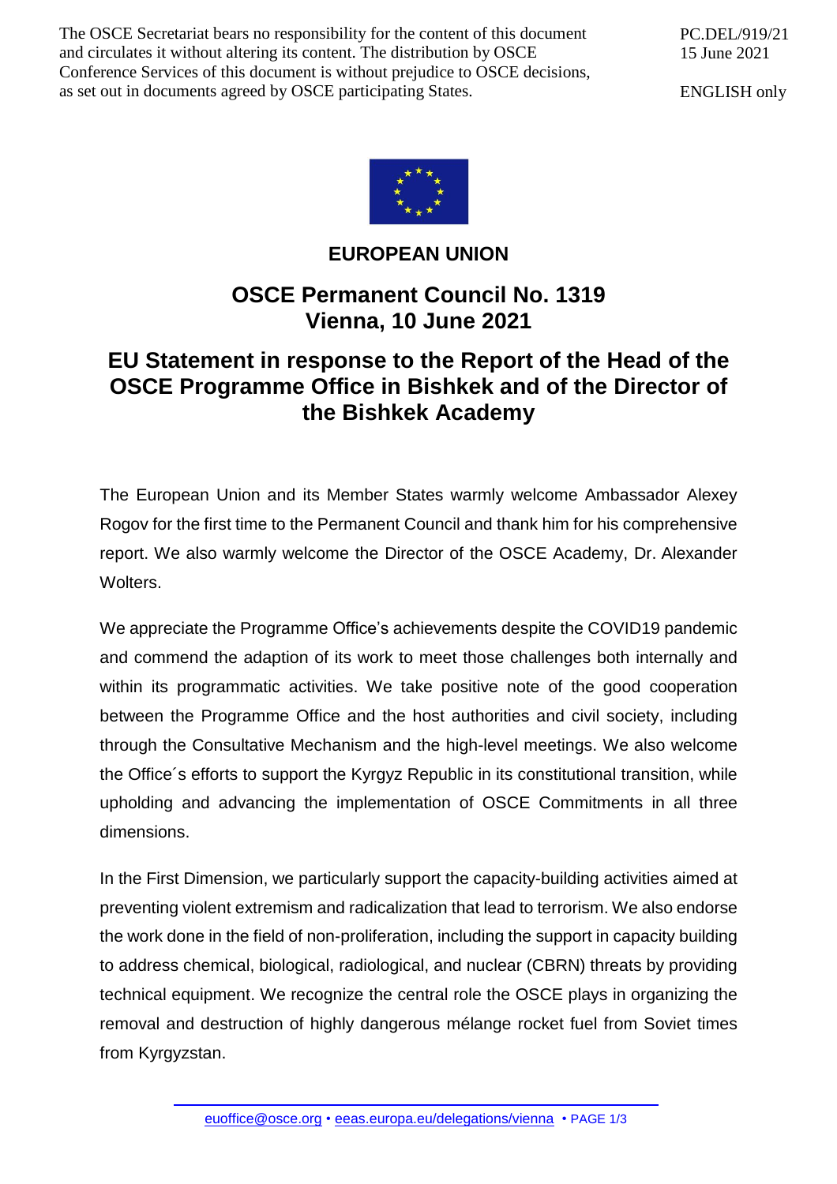The OSCE Secretariat bears no responsibility for the content of this document and circulates it without altering its content. The distribution by OSCE Conference Services of this document is without prejudice to OSCE decisions, as set out in documents agreed by OSCE participating States.

PC.DEL/919/21
15 June 2021

ENGLISH only

**EUROPEAN UNION**

# OSCE Permanent Council No. 1319
# Vienna, 10 June 2021

## EU Statement in response to the Report of the Head of the OSCE Programme Office in Bishkek and of the Director of the Bishkek Academy

The European Union and its Member States warmly welcome Ambassador Alexey Rogov for the first time to the Permanent Council and thank him for his comprehensive report. We also warmly welcome the Director of the OSCE Academy, Dr. Alexander Wolters.

We appreciate the Programme Office's achievements despite the COVID19 pandemic and commend the adaption of its work to meet those challenges both internally and within its programmatic activities. We take positive note of the good cooperation between the Programme Office and the host authorities and civil society, including through the Consultative Mechanism and the high-level meetings. We also welcome the Office´s efforts to support the Kyrgyz Republic in its constitutional transition, while upholding and advancing the implementation of OSCE Commitments in all three dimensions.

In the First Dimension, we particularly support the capacity-building activities aimed at preventing violent extremism and radicalization that lead to terrorism. We also endorse the work done in the field of non-proliferation, including the support in capacity building to address chemical, biological, radiological, and nuclear (CBRN) threats by providing technical equipment. We recognize the central role the OSCE plays in organizing the removal and destruction of highly dangerous mélange rocket fuel from Soviet times from Kyrgyzstan.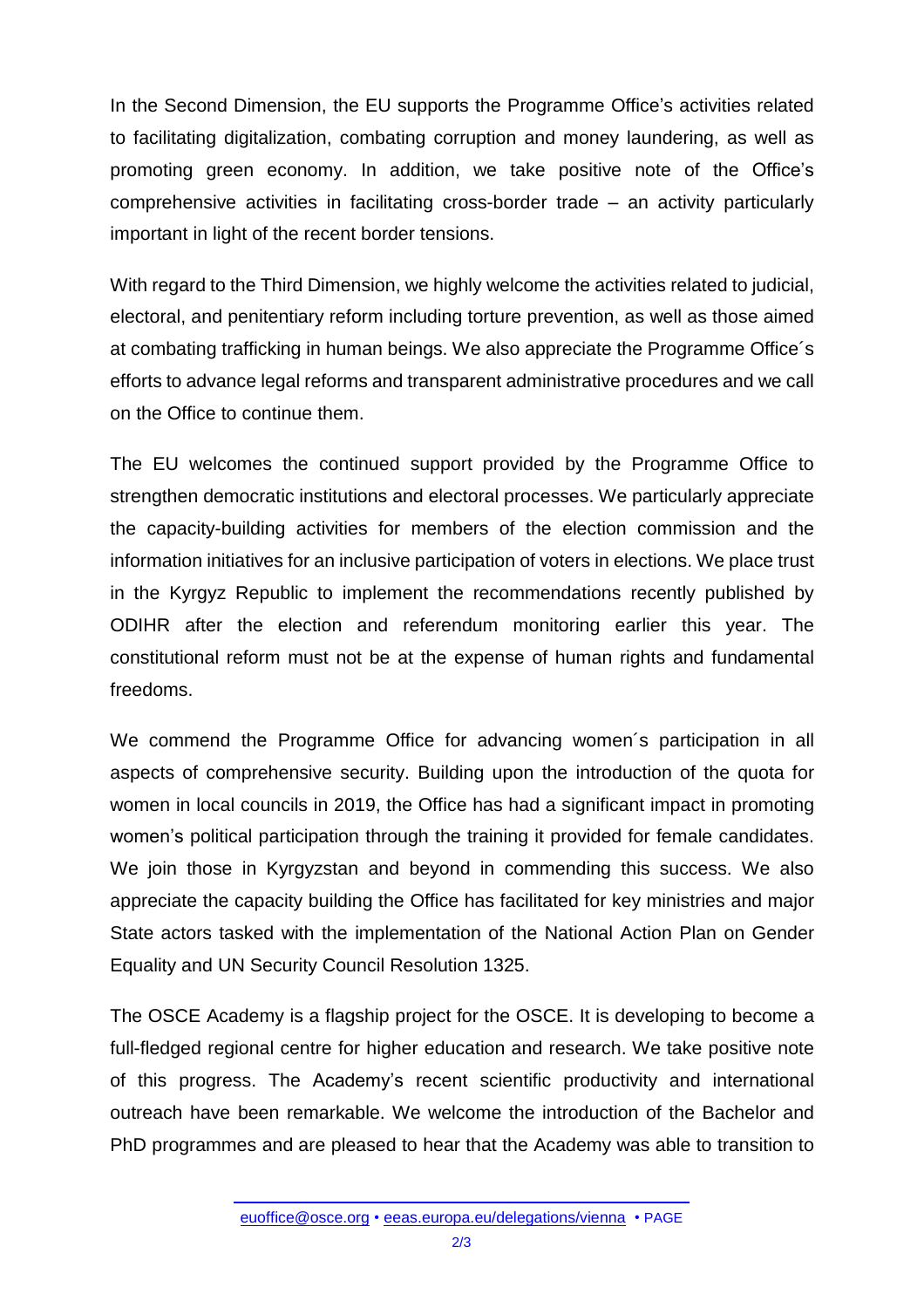In the Second Dimension, the EU supports the Programme Office's activities related to facilitating digitalization, combating corruption and money laundering, as well as promoting green economy. In addition, we take positive note of the Office's comprehensive activities in facilitating cross-border trade – an activity particularly important in light of the recent border tensions.

With regard to the Third Dimension, we highly welcome the activities related to judicial, electoral, and penitentiary reform including torture prevention, as well as those aimed at combating trafficking in human beings. We also appreciate the Programme Office´s efforts to advance legal reforms and transparent administrative procedures and we call on the Office to continue them.

The EU welcomes the continued support provided by the Programme Office to strengthen democratic institutions and electoral processes. We particularly appreciate the capacity-building activities for members of the election commission and the information initiatives for an inclusive participation of voters in elections. We place trust in the Kyrgyz Republic to implement the recommendations recently published by ODIHR after the election and referendum monitoring earlier this year. The constitutional reform must not be at the expense of human rights and fundamental freedoms.

We commend the Programme Office for advancing women´s participation in all aspects of comprehensive security. Building upon the introduction of the quota for women in local councils in 2019, the Office has had a significant impact in promoting women's political participation through the training it provided for female candidates. We join those in Kyrgyzstan and beyond in commending this success. We also appreciate the capacity building the Office has facilitated for key ministries and major State actors tasked with the implementation of the National Action Plan on Gender Equality and UN Security Council Resolution 1325.

The OSCE Academy is a flagship project for the OSCE. It is developing to become a full-fledged regional centre for higher education and research. We take positive note of this progress. The Academy's recent scientific productivity and international outreach have been remarkable. We welcome the introduction of the Bachelor and PhD programmes and are pleased to hear that the Academy was able to transition to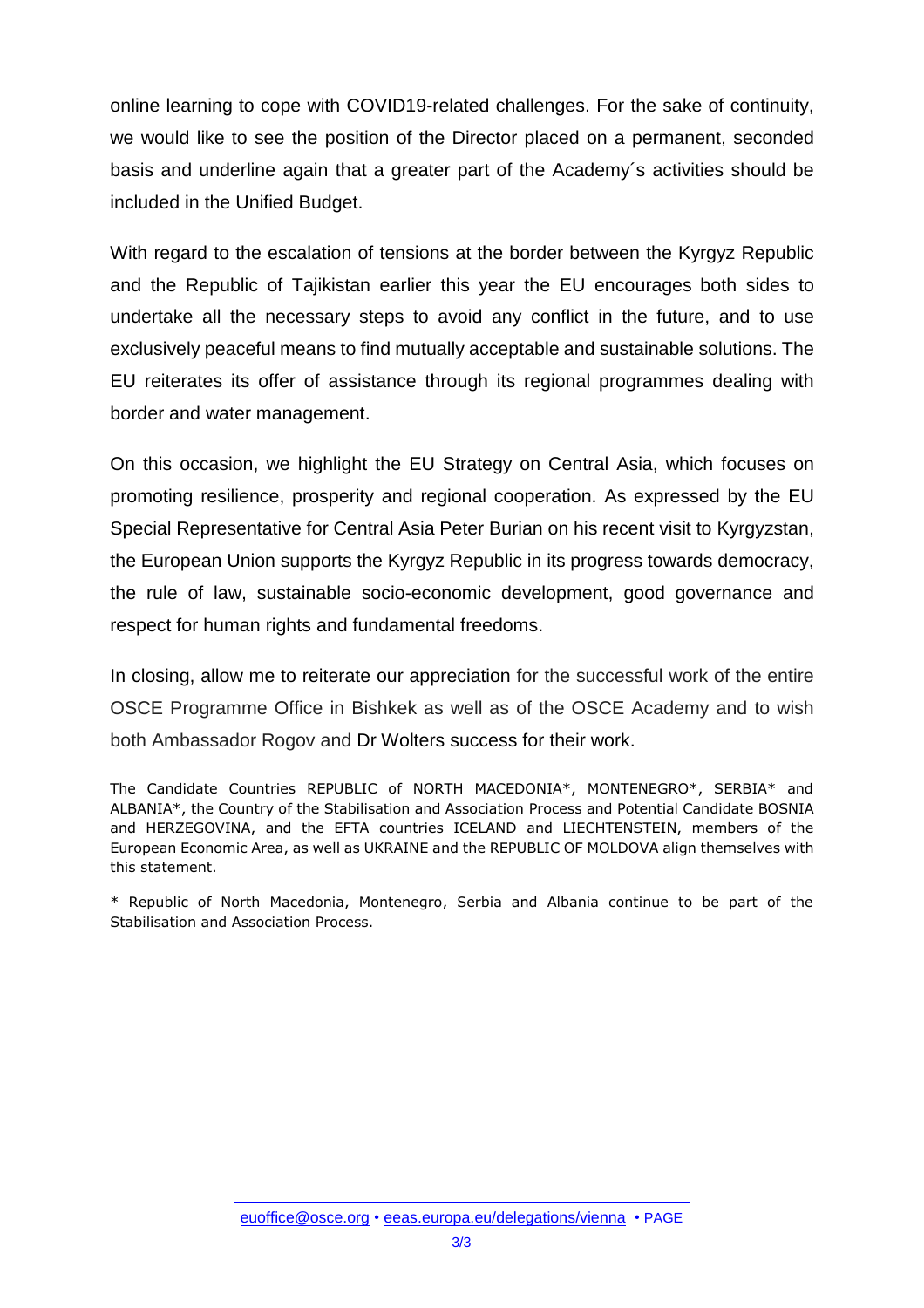online learning to cope with COVID19-related challenges. For the sake of continuity, we would like to see the position of the Director placed on a permanent, seconded basis and underline again that a greater part of the Academy´s activities should be included in the Unified Budget.

With regard to the escalation of tensions at the border between the Kyrgyz Republic and the Republic of Tajikistan earlier this year the EU encourages both sides to undertake all the necessary steps to avoid any conflict in the future, and to use exclusively peaceful means to find mutually acceptable and sustainable solutions. The EU reiterates its offer of assistance through its regional programmes dealing with border and water management.

On this occasion, we highlight the EU Strategy on Central Asia, which focuses on promoting resilience, prosperity and regional cooperation. As expressed by the EU Special Representative for Central Asia Peter Burian on his recent visit to Kyrgyzstan, the European Union supports the Kyrgyz Republic in its progress towards democracy, the rule of law, sustainable socio-economic development, good governance and respect for human rights and fundamental freedoms.

In closing, allow me to reiterate our appreciation for the successful work of the entire OSCE Programme Office in Bishkek as well as of the OSCE Academy and to wish both Ambassador Rogov and Dr Wolters success for their work.

The Candidate Countries REPUBLIC of NORTH MACEDONIA*, MONTENEGRO*, SERBIA* and ALBANIA*, the Country of the Stabilisation and Association Process and Potential Candidate BOSNIA and HERZEGOVINA, and the EFTA countries ICELAND and LIECHTENSTEIN, members of the European Economic Area, as well as UKRAINE and the REPUBLIC OF MOLDOVA align themselves with this statement.

* Republic of North Macedonia, Montenegro, Serbia and Albania continue to be part of the Stabilisation and Association Process.